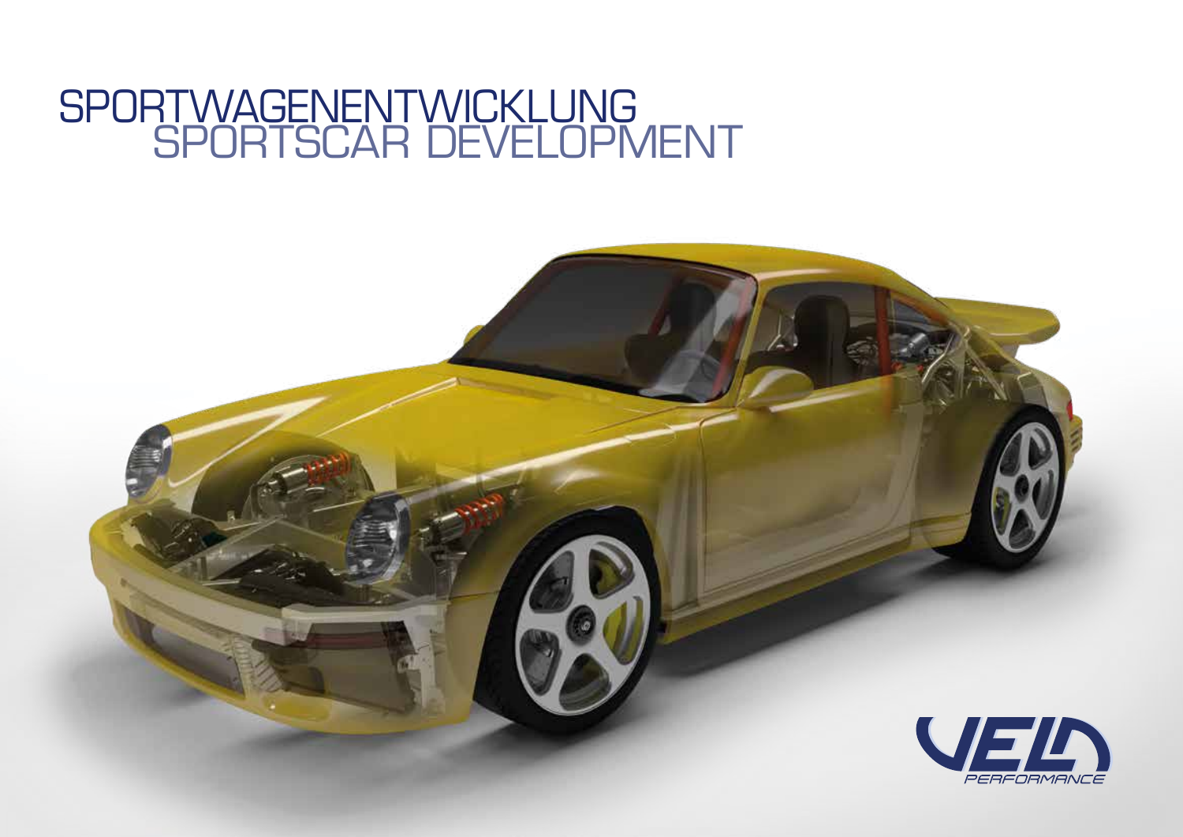# SPORTWAGENENTWICKLUNG
# SPORTSCAR DEVELOPMENT

VELD PERFORMANCE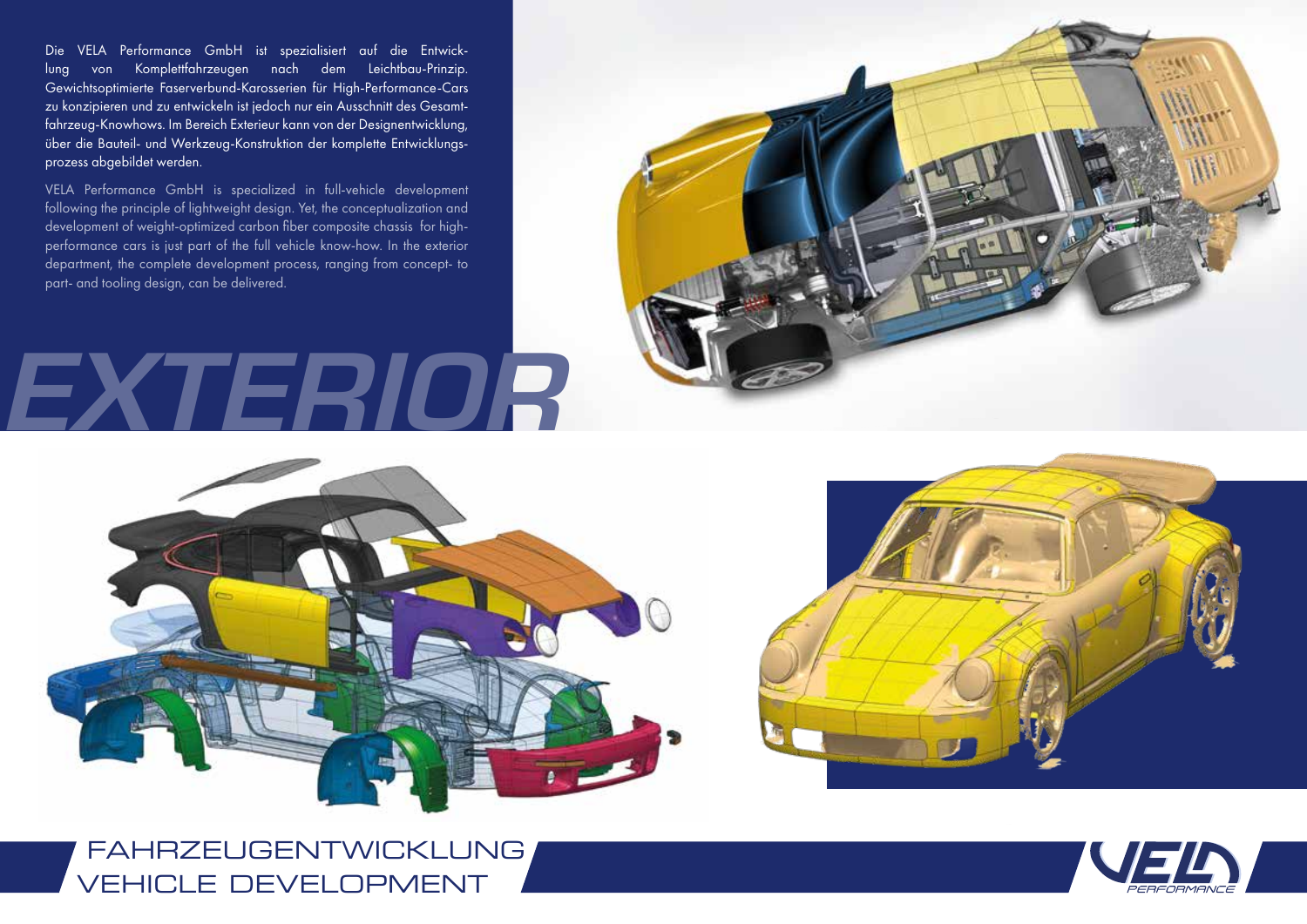Die VELA Performance GmbH ist spezialisiert auf die Entwicklung von Komplettfahrzeugen nach dem Leichtbau-Prinzip. Gewichtsoptimierte Faserverbund-Karosserien für High-Performance-Cars zu konzipieren und zu entwickeln ist jedoch nur ein Ausschnitt des Gesamtfahrzeug-Knowhows. Im Bereich Exterieur kann von der Designentwicklung, über die Bauteil- und Werkzeug-Konstruktion der komplette Entwicklungsprozess abgebildet werden.

VELA Performance GmbH is specialized in full-vehicle development following the principle of lightweight design. Yet, the conceptualization and development of weight-optimized carbon fiber composite chassis for high-performance cars is just part of the full vehicle know-how. In the exterior department, the complete development process, ranging from concept- to part- and tooling design, can be delivered.

# EXTERIOR

## FAHRZEUGENTWICKLUNG
## VEHICLE DEVELOPMENT

VELA PERFORMANCE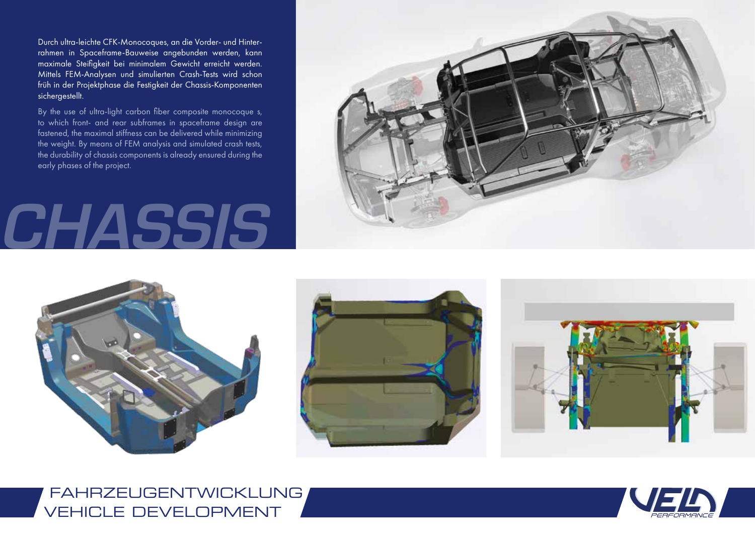# CHASSIS

Durch ultra-leichte CFK-Monocoques, an die Vorder- und Hinterrahmen in Spaceframe-Bauweise angebunden werden, kann maximale Steifigkeit bei minimalem Gewicht erreicht werden. Mittels FEM-Analysen und simulierten Crash-Tests wird schon früh in der Projektphase die Festigkeit der Chassis-Komponenten sichergestellt.

By the use of ultra-light carbon fiber composite monocoque s, to which front- and rear subframes in spaceframe design are fastened, the maximal stiffness can be delivered while minimizing the weight. By means of FEM analysis and simulated crash tests, the durability of chassis components is already ensured during the early phases of the project.

FAHRZEUGENTWICKLUNG
VEHICLE DEVELOPMENT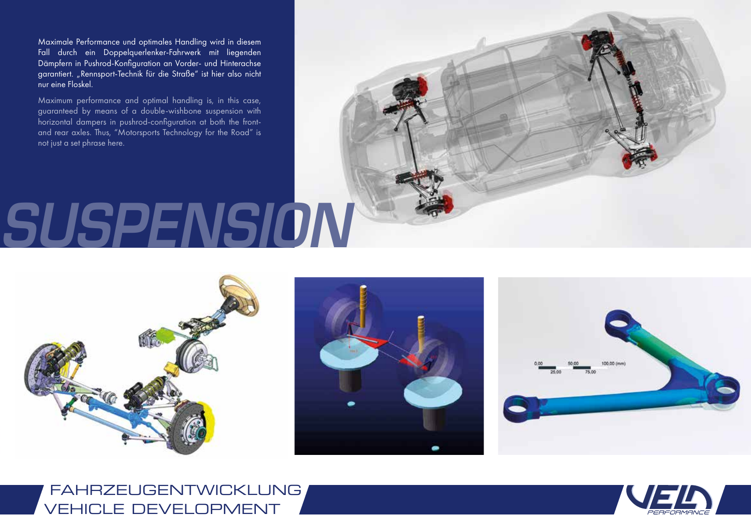Maximale Performance und optimales Handling wird in diesem Fall durch ein Doppelquerlenker-Fahrwerk mit liegenden Dämpfern in Pushrod-Konfiguration an Vorder- und Hinterachse garantiert. „Rennsport-Technik für die Straße" ist hier also nicht nur eine Floskel.

Maximum performance and optimal handling is, in this case, guaranteed by means of a double-wishbone suspension with horizontal dampers in pushrod-configuration at both the front- and rear axles. Thus, "Motorsports Technology for the Road" is not just a set phrase here.

# SUSPENSION

FAHRZEUGENTWICKLUNG
VEHICLE DEVELOPMENT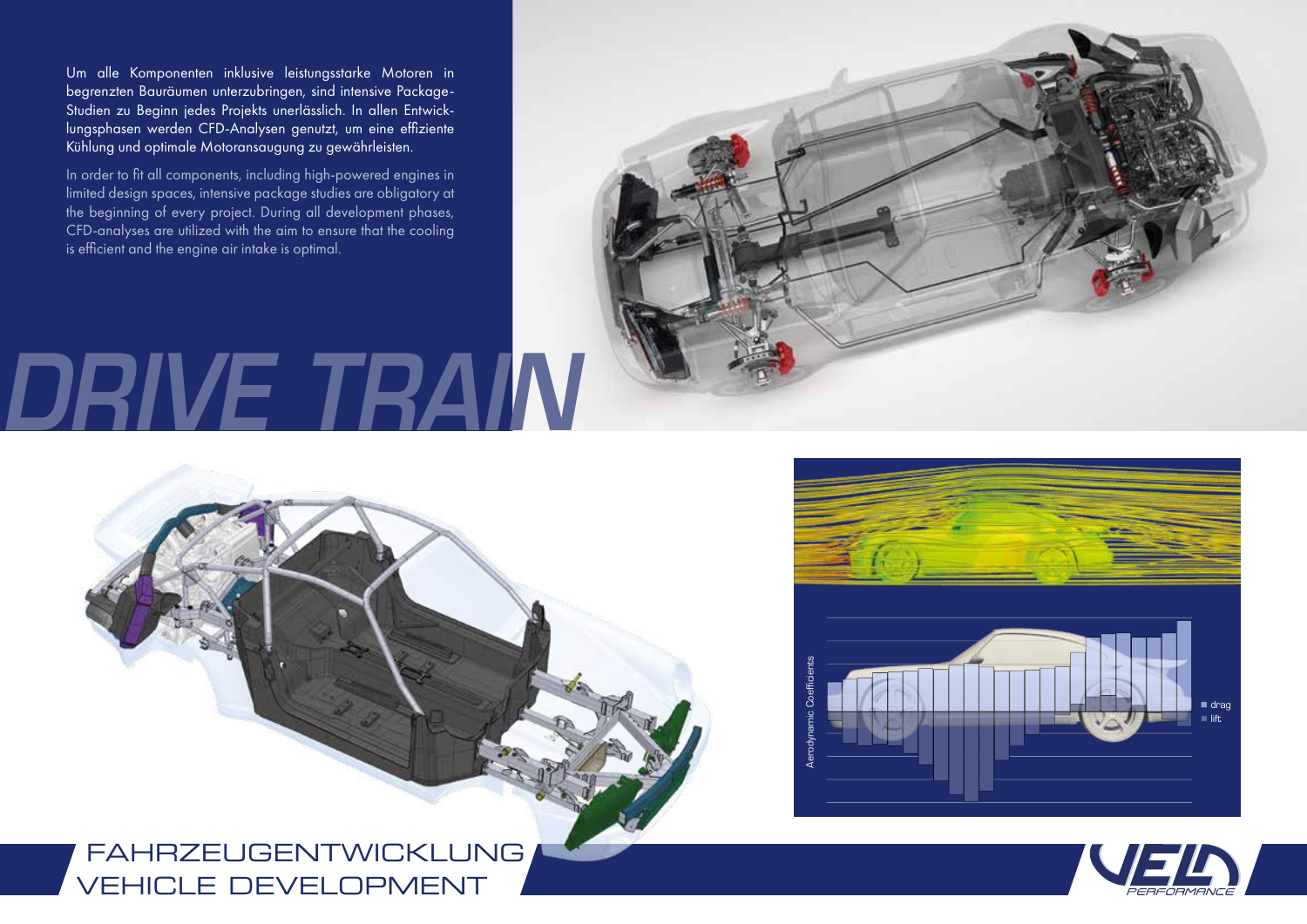Um alle Komponenten inklusive leistungsstarke Motoren in begrenzten Bauräumen unterzubringen, sind intensive Package-Studien zu Beginn jedes Projekts unerlässlich. In allen Entwicklungsphasen werden CFD-Analysen genutzt, um eine effiziente Kühlung und optimale Motoransaugung zu gewährleisten.

In order to fit all components, including high-powered engines in limited design spaces, intensive package studies are obligatory at the beginning of every project. During all development phases, CFD-analyses are utilized with the aim to ensure that the cooling is efficient and the engine air intake is optimal.

# DRIVE TRAIN

Aerodynamic Coefficients

drag

lift

## FAHRZEUGENTWICKLUNG
## VEHICLE DEVELOPMENT

VELD PERFORMANCE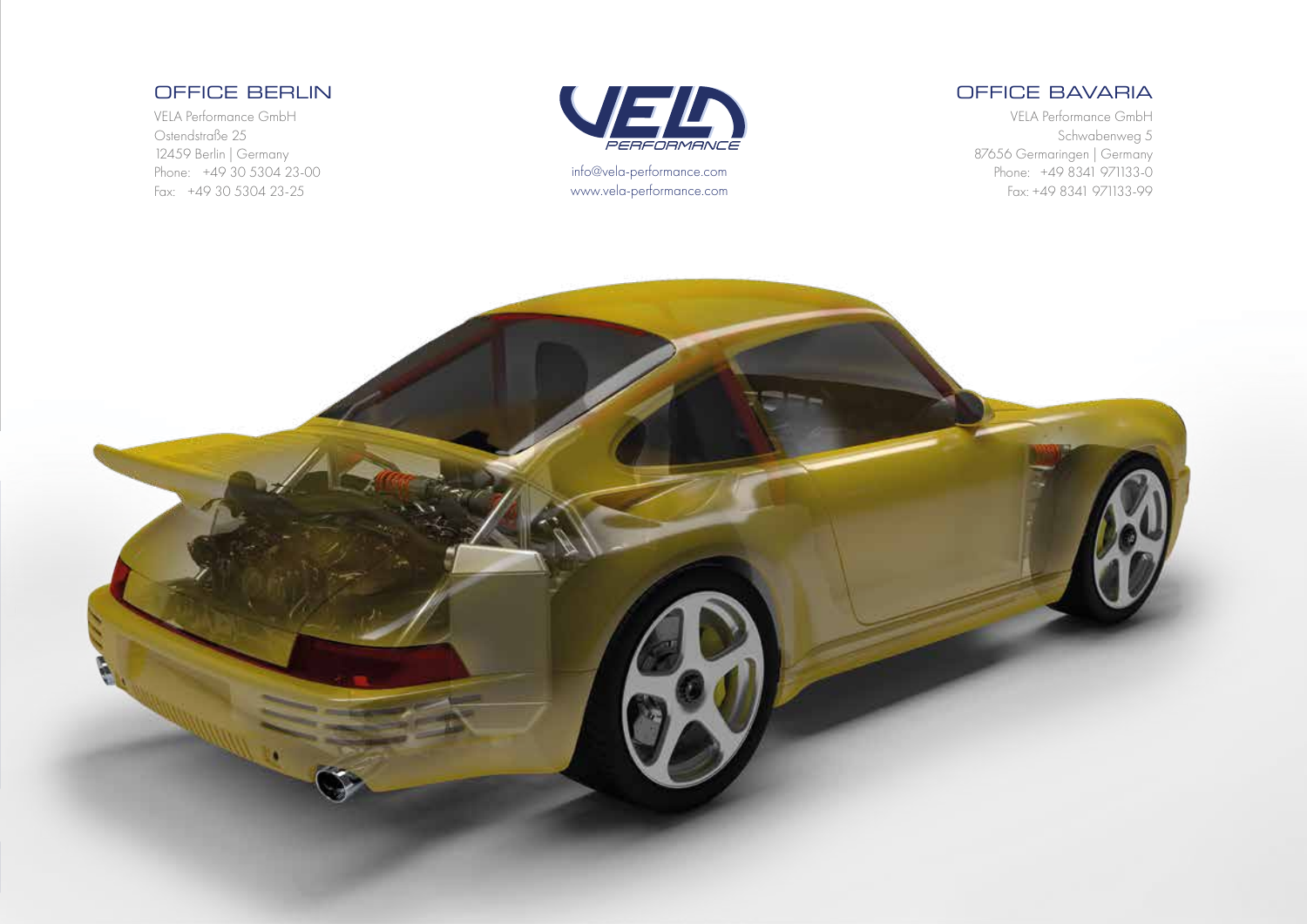## OFFICE BERLIN

VELA Performance GmbH
Ostendstraße 25
12459 Berlin | Germany
Phone: +49 30 5304 23-00
Fax: +49 30 5304 23-25

VELA PERFORMANCE

info@vela-performance.com
www.vela-performance.com

## OFFICE BAVARIA

VELA Performance GmbH
Schwabenweg 5
87656 Germaringen | Germany
Phone: +49 8341 971133-0
Fax: +49 8341 971133-99